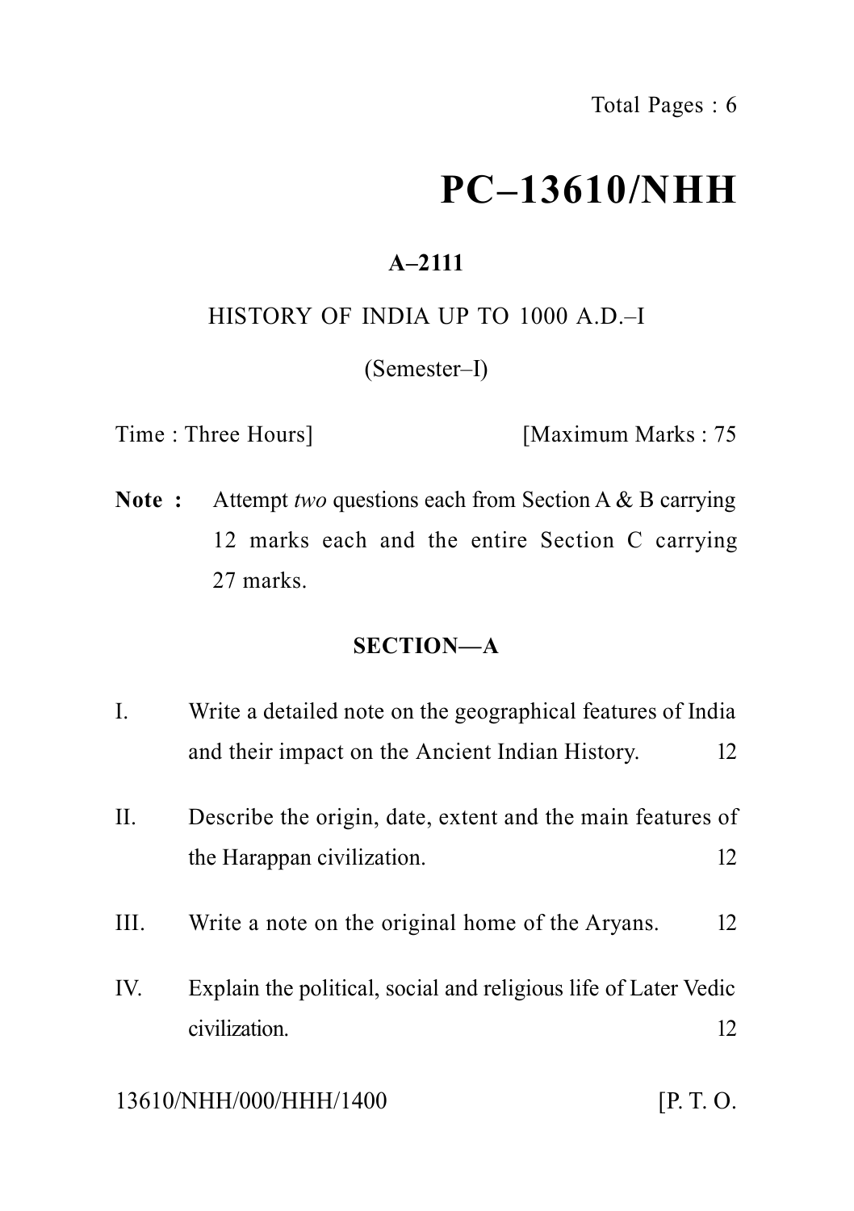# PC–13610/NHH

**A–2111**

HISTORY OF INDIA UP TO 1000 A.D.–I

(Semester–I)

Time : Three Hours] [Maximum Marks : 75

**Note :** Attempt *two* questions each from Section A & B carrying 12 marks each and the entire Section C carrying 27 marks.

## SECTION—A

I. Write a detailed note on the geographical features of India and their impact on the Ancient Indian History. 12

II. Describe the origin, date, extent and the main features of the Harappan civilization. 12

III. Write a note on the original home of the Aryans. 12

IV. Explain the political, social and religious life of Later Vedic civilization. 12

13610/NHH/000/HHH/1400 [P. T. O.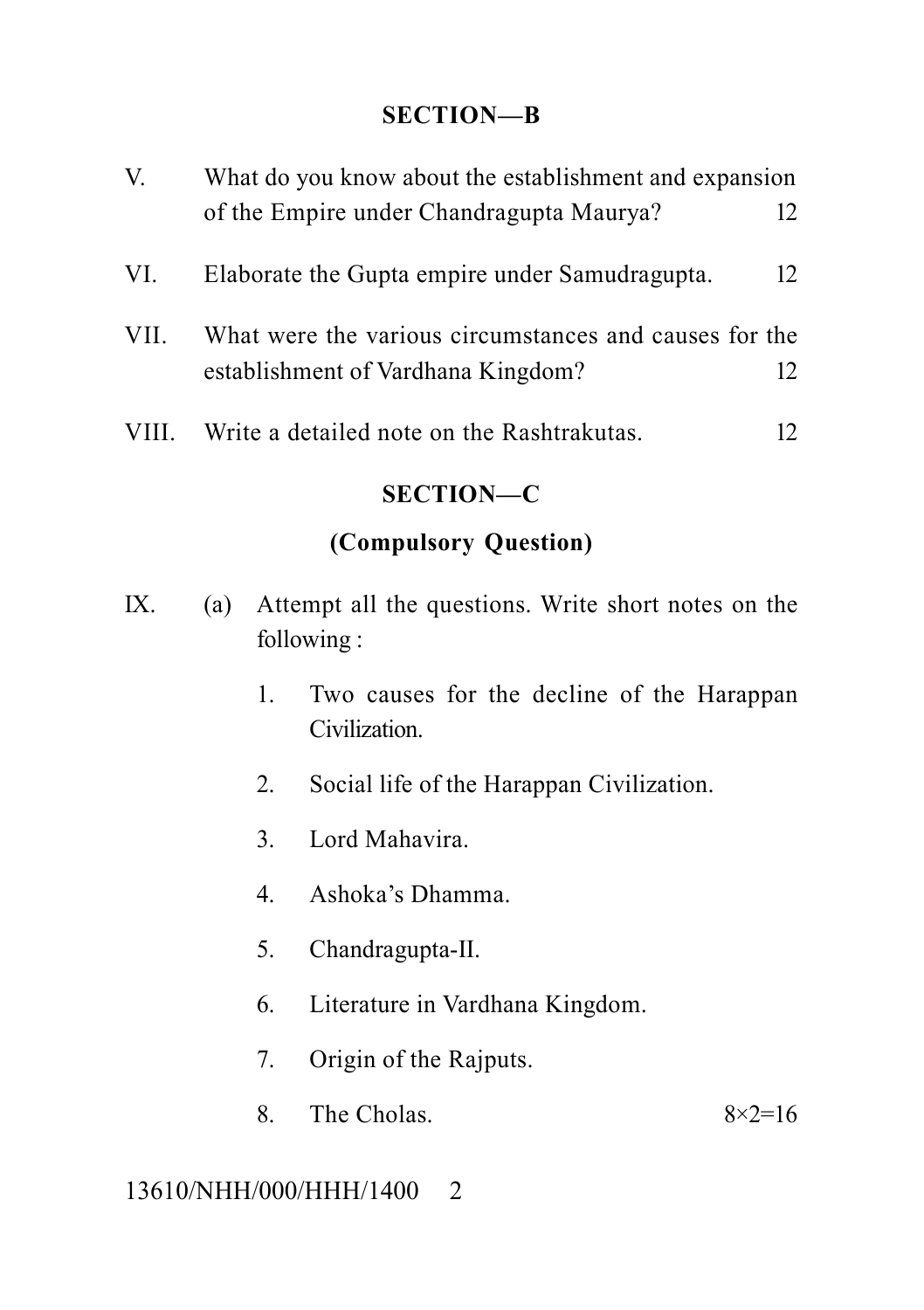## SECTION—B

V. What do you know about the establishment and expansion of the Empire under Chandragupta Maurya? 12

VI. Elaborate the Gupta empire under Samudragupta. 12

VII. What were the various circumstances and causes for the establishment of Vardhana Kingdom? 12

VIII. Write a detailed note on the Rashtrakutas. 12

## SECTION—C

### (Compulsory Question)

IX. (a) Attempt all the questions. Write short notes on the following :

1. Two causes for the decline of the Harappan Civilization.
2. Social life of the Harappan Civilization.
3. Lord Mahavira.
4. Ashoka's Dhamma.
5. Chandragupta-II.
6. Literature in Vardhana Kingdom.
7. Origin of the Rajputs.
8. The Cholas. 8×2=16

13610/NHH/000/HHH/1400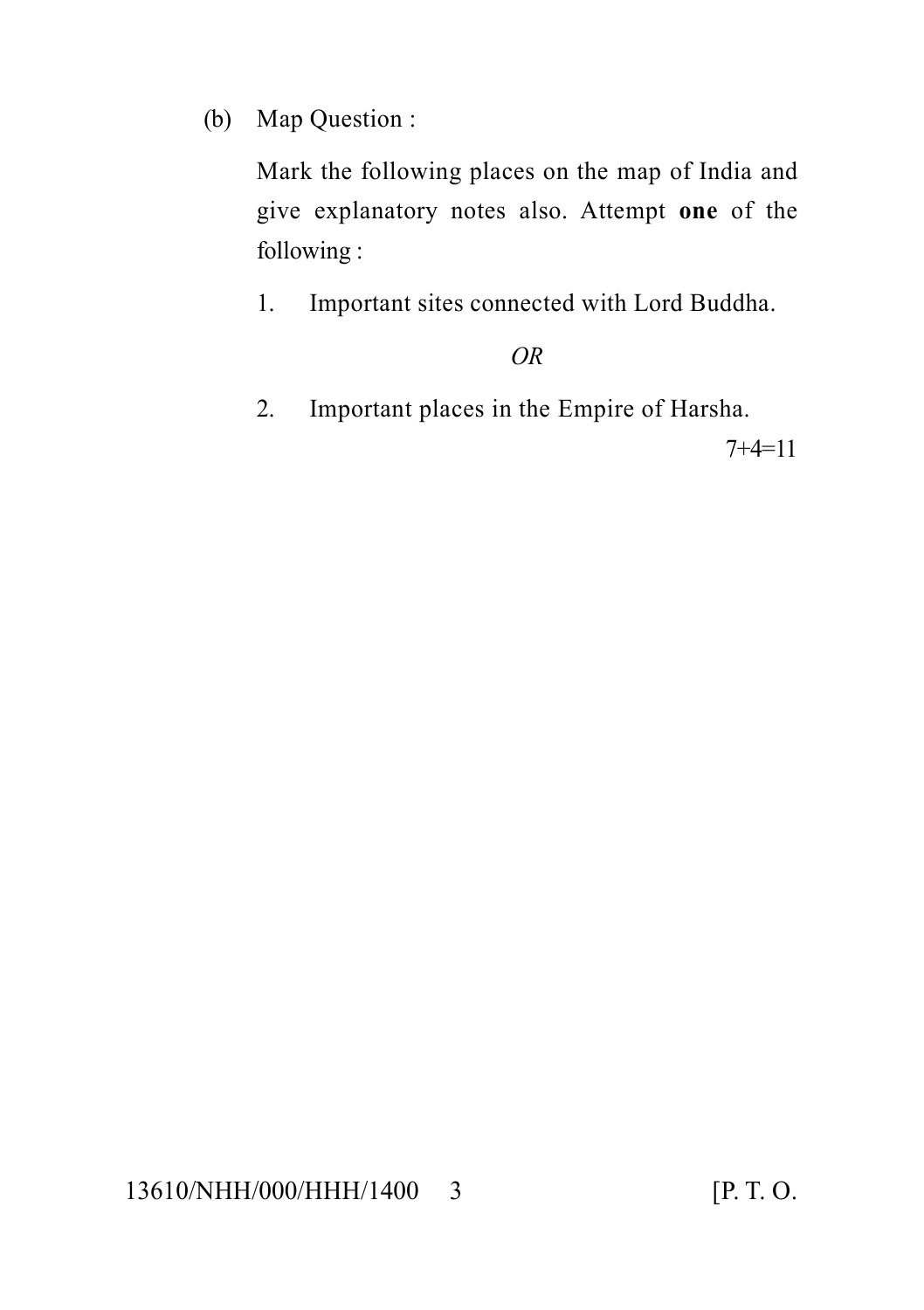(b) Map Question :

Mark the following places on the map of India and give explanatory notes also. Attempt **one** of the following :

1. Important sites connected with Lord Buddha.

*OR*

2. Important places in the Empire of Harsha.

7+4=11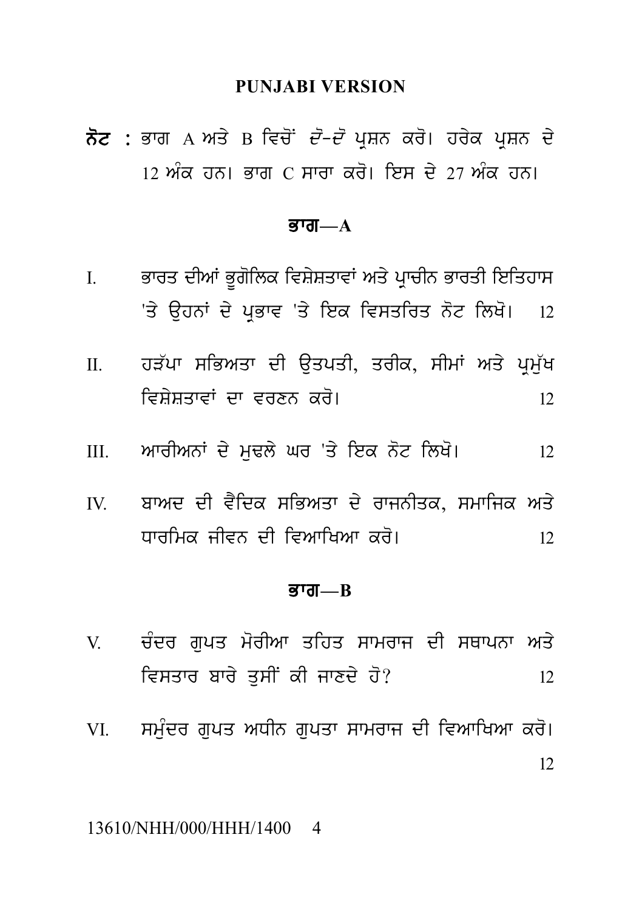## PUNJABI VERSION

**ਨੋਟ :** ਭਾਗ A ਅਤੇ B ਵਿਚੋਂ *ਦੋ-ਦੋ* ਪ੍ਰਸ਼ਨ ਕਰੋ। ਹਰੇਕ ਪ੍ਰਸ਼ਨ ਦੇ 12 ਅੰਕ ਹਨ। ਭਾਗ C ਸਾਰਾ ਕਰੋ। ਇਸ ਦੇ 27 ਅੰਕ ਹਨ।

### ਭਾਗ—A

I. ਭਾਰਤ ਦੀਆਂ ਭੂਗੋਲਿਕ ਵਿਸ਼ੇਸ਼ਤਾਵਾਂ ਅਤੇ ਪ੍ਰਾਚੀਨ ਭਾਰਤੀ ਇਤਿਹਾਸ 'ਤੇ ਉਹਨਾਂ ਦੇ ਪ੍ਰਭਾਵ 'ਤੇ ਇਕ ਵਿਸਤਰਿਤ ਨੋਟ ਲਿਖੋ। 12

II. ਹੜੱਪਾ ਸਭਿਅਤਾ ਦੀ ਉਤਪਤੀ, ਤਰੀਕ, ਸੀਮਾਂ ਅਤੇ ਪ੍ਰਮੁੱਖ ਵਿਸ਼ੇਸ਼ਤਾਵਾਂ ਦਾ ਵਰਣਨ ਕਰੋ। 12

III. ਆਰੀਅਨਾਂ ਦੇ ਮੁਢਲੇ ਘਰ 'ਤੇ ਇਕ ਨੋਟ ਲਿਖੋ। 12

IV. ਬਾਅਦ ਦੀ ਵੈਦਿਕ ਸਭਿਅਤਾ ਦੇ ਰਾਜਨੀਤਕ, ਸਮਾਜਿਕ ਅਤੇ ਧਾਰਮਿਕ ਜੀਵਨ ਦੀ ਵਿਆਖਿਆ ਕਰੋ। 12

### ਭਾਗ—B

V. ਚੰਦਰ ਗੁਪਤ ਮੋਰੀਆ ਤਹਿਤ ਸਾਮਰਾਜ ਦੀ ਸਥਾਪਨਾ ਅਤੇ ਵਿਸਤਾਰ ਬਾਰੇ ਤੁਸੀਂ ਕੀ ਜਾਣਦੇ ਹੋ? 12

VI. ਸਮੁੰਦਰ ਗੁਪਤ ਅਧੀਨ ਗੁਪਤਾ ਸਾਮਰਾਜ ਦੀ ਵਿਆਖਿਆ ਕਰੋ। 12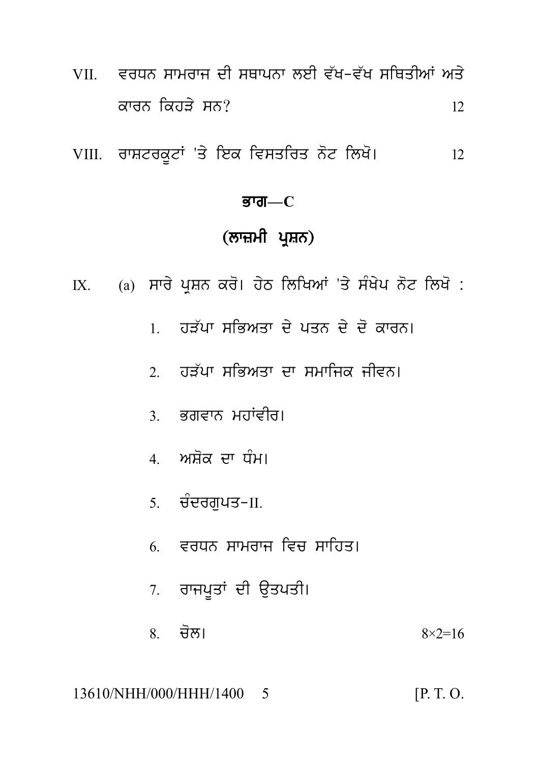VII. ਵਰਧਨ ਸਾਮਰਾਜ ਦੀ ਸਥਾਪਨਾ ਲਈ ਵੱਖ-ਵੱਖ ਸਥਿਤੀਆਂ ਅਤੇ ਕਾਰਨ ਕਿਹੜੇ ਸਨ? 12

VIII. ਰਾਸ਼ਟਰਕੂਟਾਂ 'ਤੇ ਇਕ ਵਿਸਤਰਿਤ ਨੋਟ ਲਿਖੋ। 12

## ਭਾਗ—C

## (ਲਾਜ਼ਮੀ ਪ੍ਰਸ਼ਨ)

IX. (a) ਸਾਰੇ ਪ੍ਰਸ਼ਨ ਕਰੋ। ਹੇਠ ਲਿਖਿਆਂ 'ਤੇ ਸੰਖੇਪ ਨੋਟ ਲਿਖੋ :

1. ਹੜੱਪਾ ਸਭਿਅਤਾ ਦੇ ਪਤਨ ਦੇ ਦੋ ਕਾਰਨ।
2. ਹੜੱਪਾ ਸਭਿਅਤਾ ਦਾ ਸਮਾਜਿਕ ਜੀਵਨ।
3. ਭਗਵਾਨ ਮਹਾਂਵੀਰ।
4. ਅਸ਼ੋਕ ਦਾ ਧੰਮ।
5. ਚੰਦਰਗੁਪਤ-II.
6. ਵਰਧਨ ਸਾਮਰਾਜ ਵਿਚ ਸਾਹਿਤ।
7. ਰਾਜਪੂਤਾਂ ਦੀ ਉਤਪਤੀ।
8. ਚੋਲ। $8 \times 2 = 16$

13610/NHH/000/HHH/1400 [P. T. O.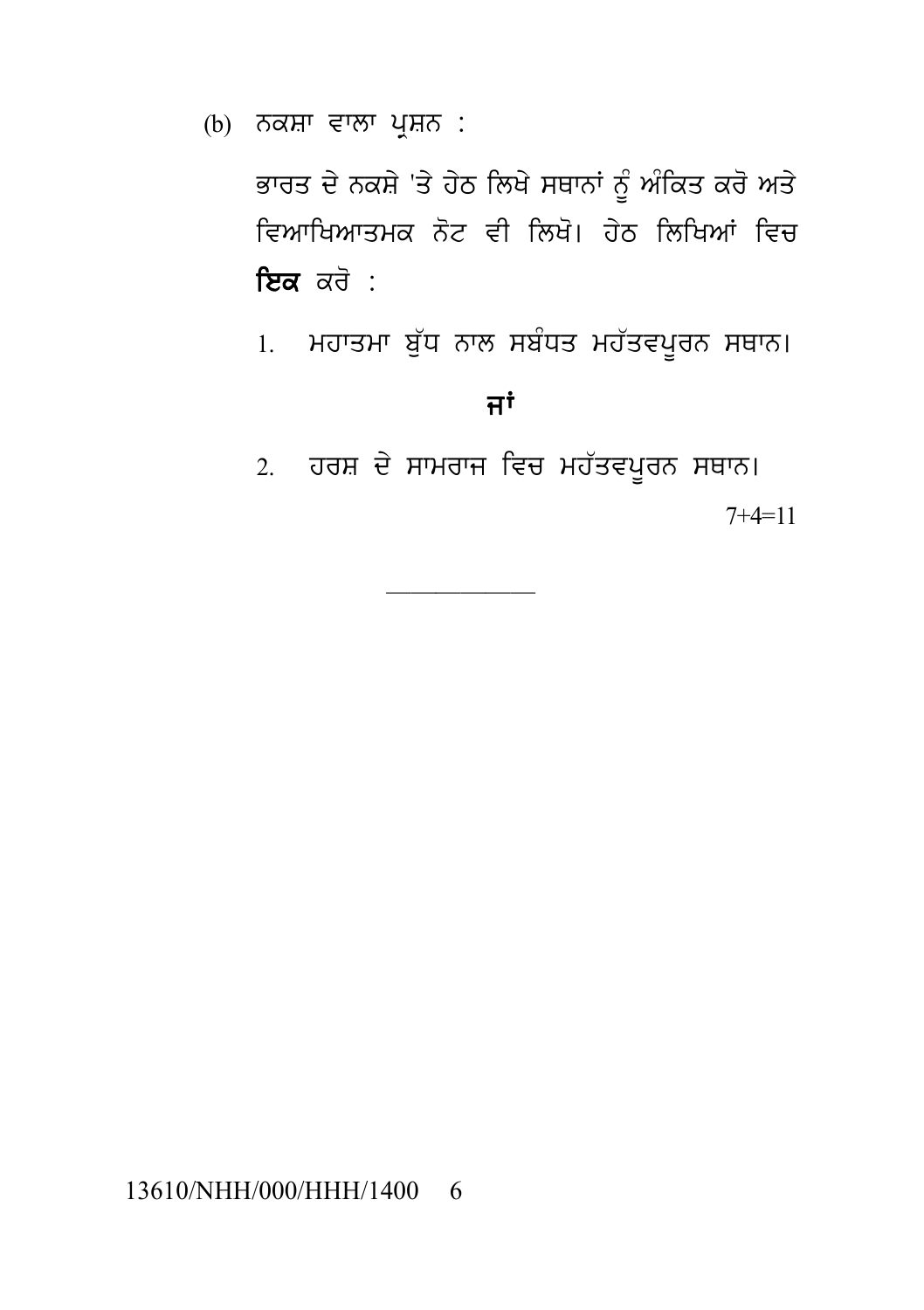(b) ਨਕਸ਼ਾ ਵਾਲਾ ਪ੍ਰਸ਼ਨ :

ਭਾਰਤ ਦੇ ਨਕਸ਼ੇ 'ਤੇ ਹੇਠ ਲਿਖੇ ਸਥਾਨਾਂ ਨੂੰ ਅੰਕਿਤ ਕਰੋ ਅਤੇ ਵਿਆਖਿਆਤਮਕ ਨੋਟ ਵੀ ਲਿਖੋ। ਹੇਠ ਲਿਖਿਆਂ ਵਿਚ **ਇਕ** ਕਰੋ :

1. ਮਹਾਤਮਾ ਬੁੱਧ ਨਾਲ ਸਬੰਧਤ ਮਹੱਤਵਪੂਰਨ ਸਥਾਨ।

**ਜਾਂ**

2. ਹਰਸ਼ ਦੇ ਸਾਮਰਾਜ ਵਿਚ ਮਹੱਤਵਪੂਰਨ ਸਥਾਨ।

7+4=11

---

13610/NHH/000/HHH/1400